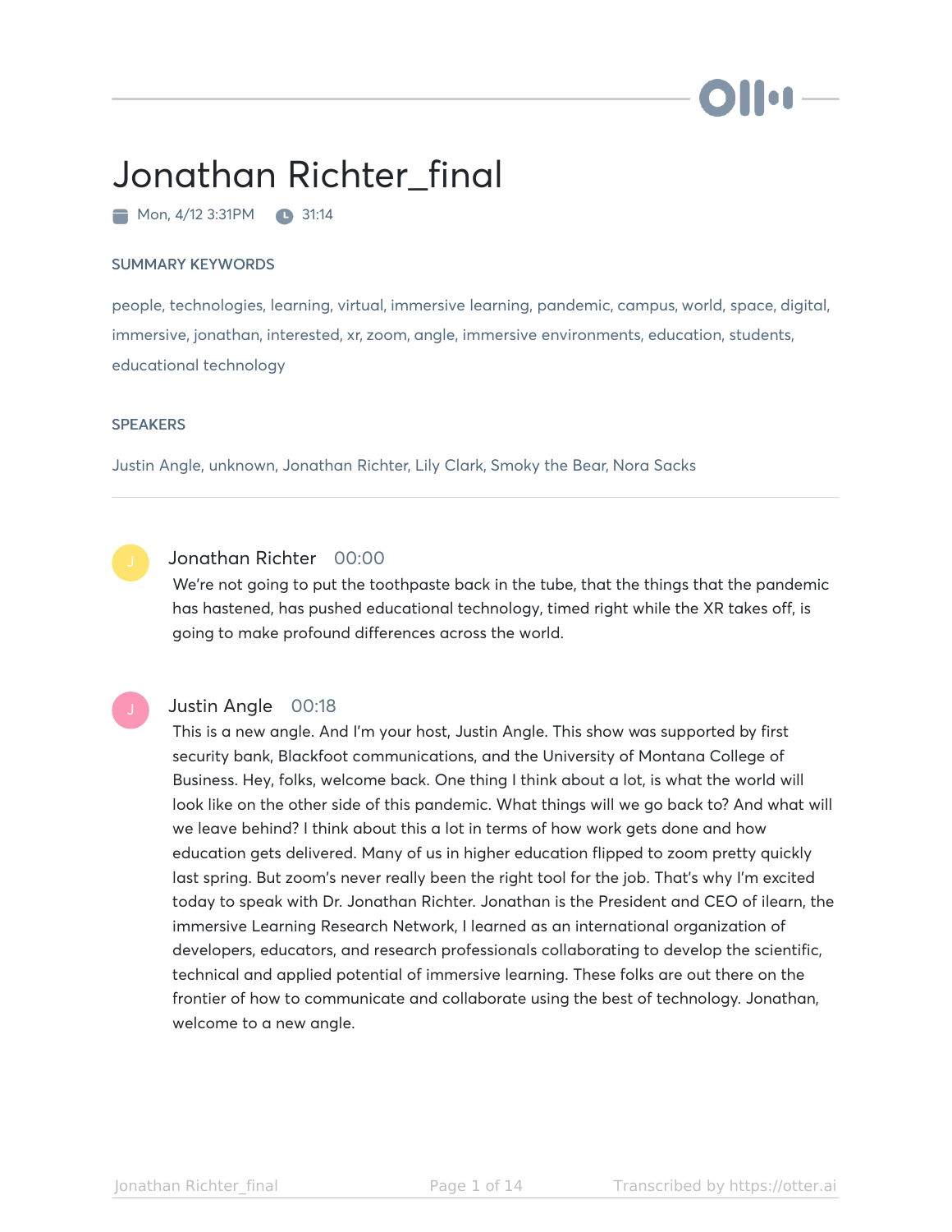# Jonathan Richter_final

Mon, 4/12 3:31PM 31:14

## SUMMARY KEYWORDS

people, technologies, learning, virtual, immersive learning, pandemic, campus, world, space, digital, immersive, jonathan, interested, xr, zoom, angle, immersive environments, education, students, educational technology

## SPEAKERS

Justin Angle, unknown, Jonathan Richter, Lily Clark, Smoky the Bear, Nora Sacks

---

**Jonathan Richter** 00:00

We're not going to put the toothpaste back in the tube, that the things that the pandemic has hastened, has pushed educational technology, timed right while the XR takes off, is going to make profound differences across the world.

**Justin Angle** 00:18

This is a new angle. And I'm your host, Justin Angle. This show was supported by first security bank, Blackfoot communications, and the University of Montana College of Business. Hey, folks, welcome back. One thing I think about a lot, is what the world will look like on the other side of this pandemic. What things will we go back to? And what will we leave behind? I think about this a lot in terms of how work gets done and how education gets delivered. Many of us in higher education flipped to zoom pretty quickly last spring. But zoom's never really been the right tool for the job. That's why I'm excited today to speak with Dr. Jonathan Richter. Jonathan is the President and CEO of ilearn, the immersive Learning Research Network, I learned as an international organization of developers, educators, and research professionals collaborating to develop the scientific, technical and applied potential of immersive learning. These folks are out there on the frontier of how to communicate and collaborate using the best of technology. Jonathan, welcome to a new angle.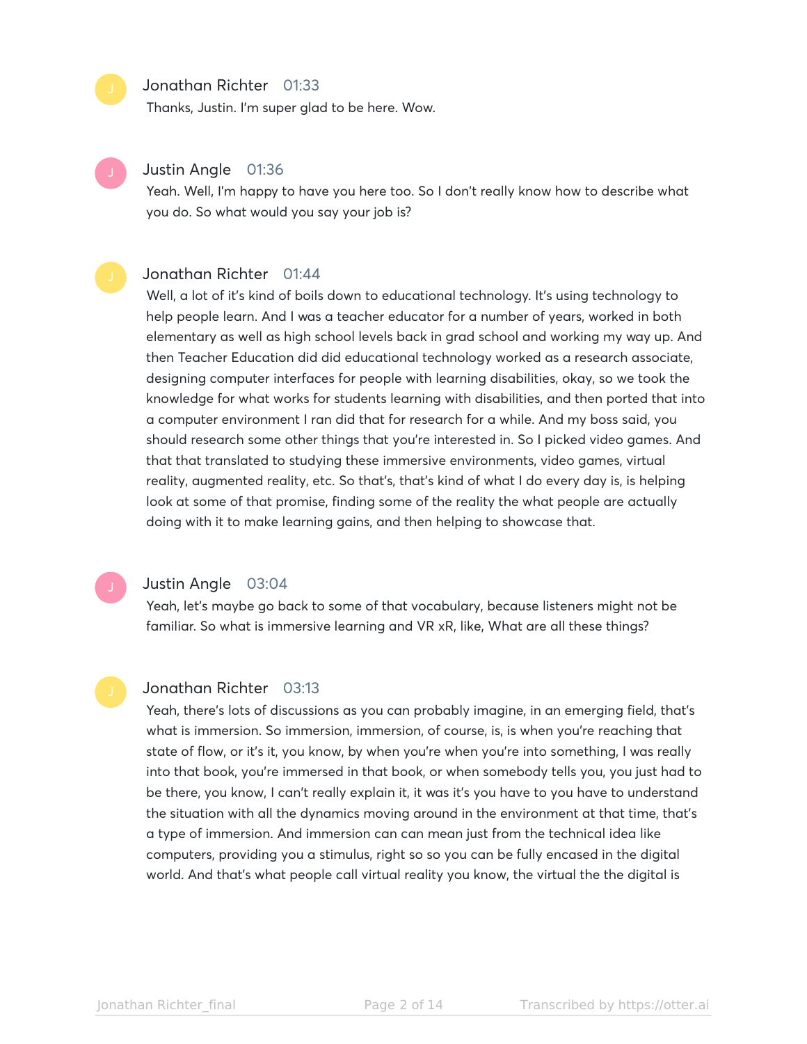Jonathan Richter 01:33
Thanks, Justin. I'm super glad to be here. Wow.

Justin Angle 01:36
Yeah. Well, I'm happy to have you here too. So I don't really know how to describe what you do. So what would you say your job is?

Jonathan Richter 01:44
Well, a lot of it's kind of boils down to educational technology. It's using technology to help people learn. And I was a teacher educator for a number of years, worked in both elementary as well as high school levels back in grad school and working my way up. And then Teacher Education did did educational technology worked as a research associate, designing computer interfaces for people with learning disabilities, okay, so we took the knowledge for what works for students learning with disabilities, and then ported that into a computer environment I ran did that for research for a while. And my boss said, you should research some other things that you're interested in. So I picked video games. And that that translated to studying these immersive environments, video games, virtual reality, augmented reality, etc. So that's, that's kind of what I do every day is, is helping look at some of that promise, finding some of the reality the what people are actually doing with it to make learning gains, and then helping to showcase that.

Justin Angle 03:04
Yeah, let's maybe go back to some of that vocabulary, because listeners might not be familiar. So what is immersive learning and VR xR, like, What are all these things?

Jonathan Richter 03:13
Yeah, there's lots of discussions as you can probably imagine, in an emerging field, that's what is immersion. So immersion, immersion, of course, is, is when you're reaching that state of flow, or it's it, you know, by when you're when you're into something, I was really into that book, you're immersed in that book, or when somebody tells you, you just had to be there, you know, I can't really explain it, it was it's you have to you have to understand the situation with all the dynamics moving around in the environment at that time, that's a type of immersion. And immersion can can mean just from the technical idea like computers, providing you a stimulus, right so so you can be fully encased in the digital world. And that's what people call virtual reality you know, the virtual the the digital is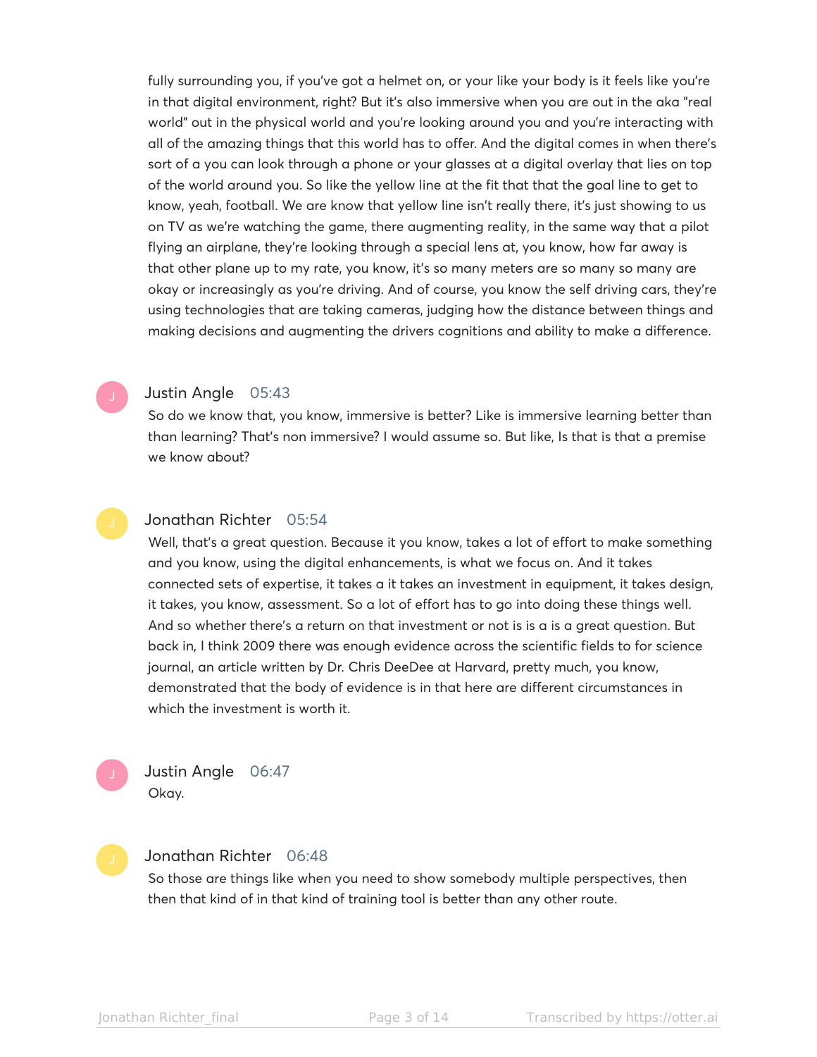fully surrounding you, if you've got a helmet on, or your like your body is it feels like you're in that digital environment, right? But it's also immersive when you are out in the aka "real world" out in the physical world and you're looking around you and you're interacting with all of the amazing things that this world has to offer. And the digital comes in when there's sort of a you can look through a phone or your glasses at a digital overlay that lies on top of the world around you. So like the yellow line at the fit that that the goal line to get to know, yeah, football. We are know that yellow line isn't really there, it's just showing to us on TV as we're watching the game, there augmenting reality, in the same way that a pilot flying an airplane, they're looking through a special lens at, you know, how far away is that other plane up to my rate, you know, it's so many meters are so many so many are okay or increasingly as you're driving. And of course, you know the self driving cars, they're using technologies that are taking cameras, judging how the distance between things and making decisions and augmenting the drivers cognitions and ability to make a difference.

**Justin Angle** 05:43

So do we know that, you know, immersive is better? Like is immersive learning better than than learning? That's non immersive? I would assume so. But like, Is that is that a premise we know about?

**Jonathan Richter** 05:54

Well, that's a great question. Because it you know, takes a lot of effort to make something and you know, using the digital enhancements, is what we focus on. And it takes connected sets of expertise, it takes a it takes an investment in equipment, it takes design, it takes, you know, assessment. So a lot of effort has to go into doing these things well. And so whether there's a return on that investment or not is is a is a great question. But back in, I think 2009 there was enough evidence across the scientific fields to for science journal, an article written by Dr. Chris DeeDee at Harvard, pretty much, you know, demonstrated that the body of evidence is in that here are different circumstances in which the investment is worth it.

**Justin Angle** 06:47

Okay.

**Jonathan Richter** 06:48

So those are things like when you need to show somebody multiple perspectives, then then that kind of in that kind of training tool is better than any other route.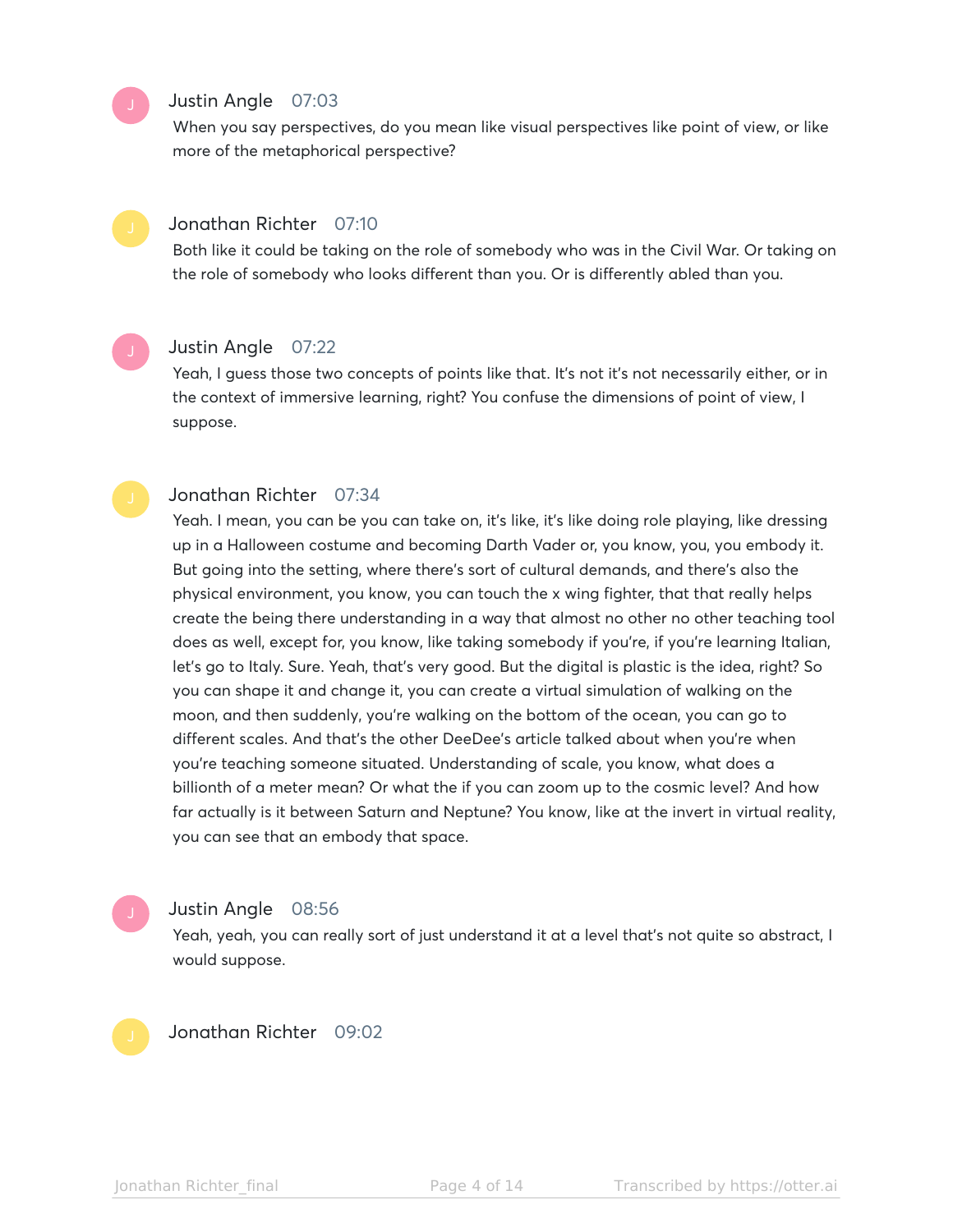**Justin Angle** 07:03

When you say perspectives, do you mean like visual perspectives like point of view, or like more of the metaphorical perspective?

**Jonathan Richter** 07:10

Both like it could be taking on the role of somebody who was in the Civil War. Or taking on the role of somebody who looks different than you. Or is differently abled than you.

**Justin Angle** 07:22

Yeah, I guess those two concepts of points like that. It's not it's not necessarily either, or in the context of immersive learning, right? You confuse the dimensions of point of view, I suppose.

**Jonathan Richter** 07:34

Yeah. I mean, you can be you can take on, it's like, it's like doing role playing, like dressing up in a Halloween costume and becoming Darth Vader or, you know, you, you embody it. But going into the setting, where there's sort of cultural demands, and there's also the physical environment, you know, you can touch the x wing fighter, that that really helps create the being there understanding in a way that almost no other no other teaching tool does as well, except for, you know, like taking somebody if you're, if you're learning Italian, let's go to Italy. Sure. Yeah, that's very good. But the digital is plastic is the idea, right? So you can shape it and change it, you can create a virtual simulation of walking on the moon, and then suddenly, you're walking on the bottom of the ocean, you can go to different scales. And that's the other DeeDee's article talked about when you're when you're teaching someone situated. Understanding of scale, you know, what does a billionth of a meter mean? Or what the if you can zoom up to the cosmic level? And how far actually is it between Saturn and Neptune? You know, like at the invert in virtual reality, you can see that an embody that space.

**Justin Angle** 08:56

Yeah, yeah, you can really sort of just understand it at a level that's not quite so abstract, I would suppose.

**Jonathan Richter** 09:02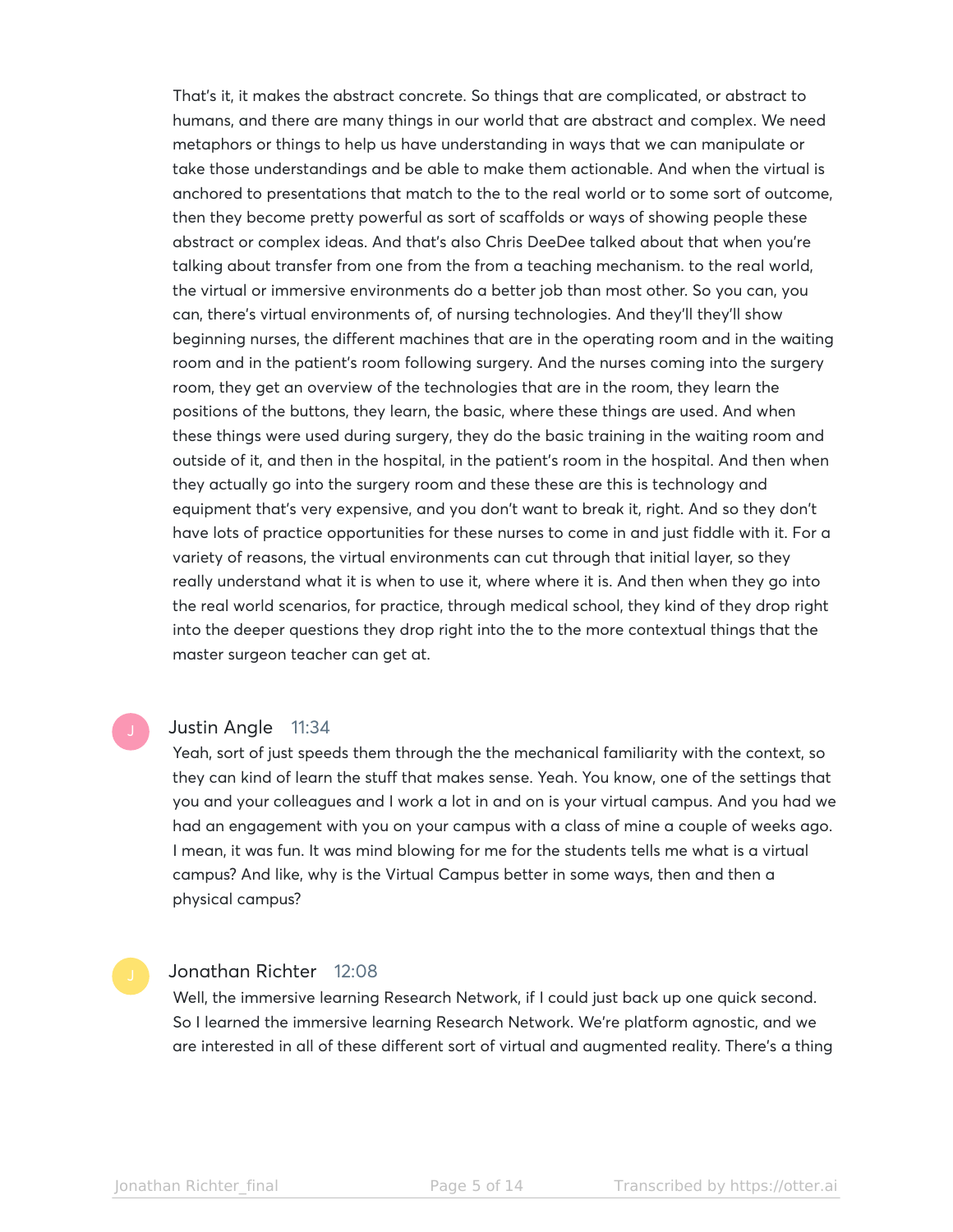That's it, it makes the abstract concrete. So things that are complicated, or abstract to humans, and there are many things in our world that are abstract and complex. We need metaphors or things to help us have understanding in ways that we can manipulate or take those understandings and be able to make them actionable. And when the virtual is anchored to presentations that match to the to the real world or to some sort of outcome, then they become pretty powerful as sort of scaffolds or ways of showing people these abstract or complex ideas. And that's also Chris DeeDee talked about that when you're talking about transfer from one from the from a teaching mechanism. to the real world, the virtual or immersive environments do a better job than most other. So you can, you can, there's virtual environments of, of nursing technologies. And they'll they'll show beginning nurses, the different machines that are in the operating room and in the waiting room and in the patient's room following surgery. And the nurses coming into the surgery room, they get an overview of the technologies that are in the room, they learn the positions of the buttons, they learn, the basic, where these things are used. And when these things were used during surgery, they do the basic training in the waiting room and outside of it, and then in the hospital, in the patient's room in the hospital. And then when they actually go into the surgery room and these these are this is technology and equipment that's very expensive, and you don't want to break it, right. And so they don't have lots of practice opportunities for these nurses to come in and just fiddle with it. For a variety of reasons, the virtual environments can cut through that initial layer, so they really understand what it is when to use it, where where it is. And then when they go into the real world scenarios, for practice, through medical school, they kind of they drop right into the deeper questions they drop right into the to the more contextual things that the master surgeon teacher can get at.

**Justin Angle** 11:34

Yeah, sort of just speeds them through the the mechanical familiarity with the context, so they can kind of learn the stuff that makes sense. Yeah. You know, one of the settings that you and your colleagues and I work a lot in and on is your virtual campus. And you had we had an engagement with you on your campus with a class of mine a couple of weeks ago. I mean, it was fun. It was mind blowing for me for the students tells me what is a virtual campus? And like, why is the Virtual Campus better in some ways, then and then a physical campus?

**Jonathan Richter** 12:08

Well, the immersive learning Research Network, if I could just back up one quick second. So I learned the immersive learning Research Network. We're platform agnostic, and we are interested in all of these different sort of virtual and augmented reality. There's a thing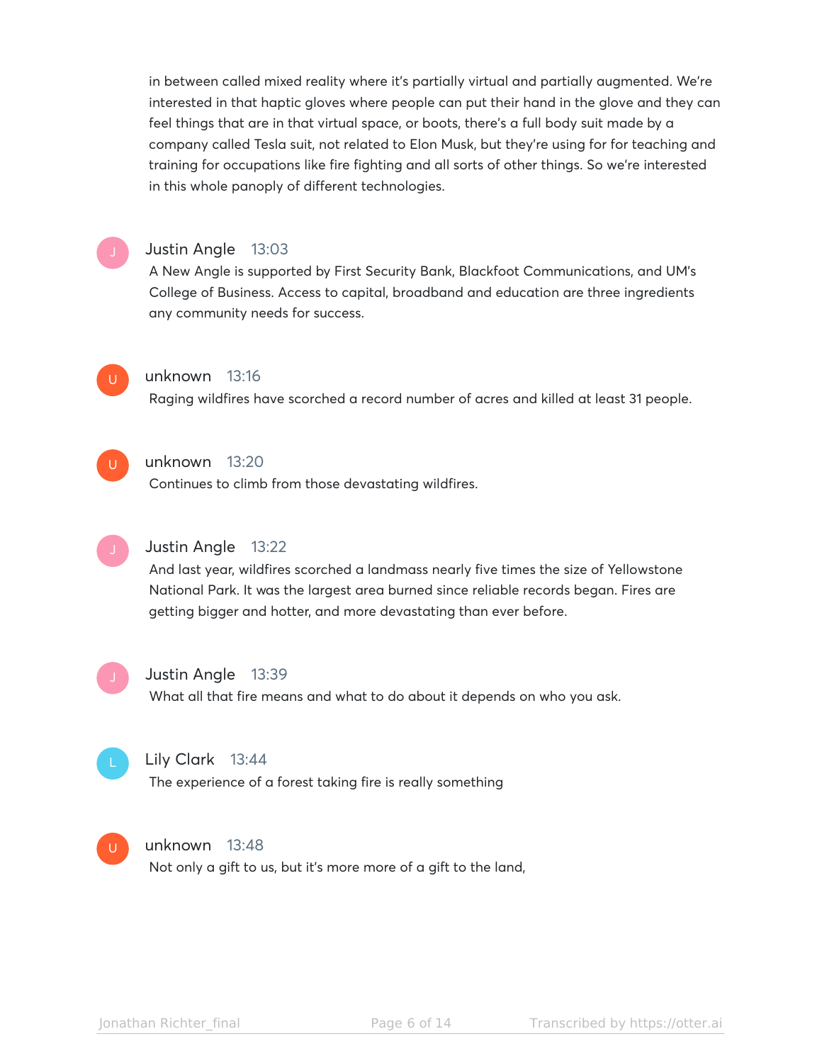in between called mixed reality where it's partially virtual and partially augmented. We're interested in that haptic gloves where people can put their hand in the glove and they can feel things that are in that virtual space, or boots, there's a full body suit made by a company called Tesla suit, not related to Elon Musk, but they're using for for teaching and training for occupations like fire fighting and all sorts of other things. So we're interested in this whole panoply of different technologies.

**Justin Angle** 13:03

A New Angle is supported by First Security Bank, Blackfoot Communications, and UM's College of Business. Access to capital, broadband and education are three ingredients any community needs for success.

**unknown** 13:16

Raging wildfires have scorched a record number of acres and killed at least 31 people.

**unknown** 13:20

Continues to climb from those devastating wildfires.

**Justin Angle** 13:22

And last year, wildfires scorched a landmass nearly five times the size of Yellowstone National Park. It was the largest area burned since reliable records began. Fires are getting bigger and hotter, and more devastating than ever before.

**Justin Angle** 13:39

What all that fire means and what to do about it depends on who you ask.

**Lily Clark** 13:44

The experience of a forest taking fire is really something

**unknown** 13:48

Not only a gift to us, but it's more more of a gift to the land,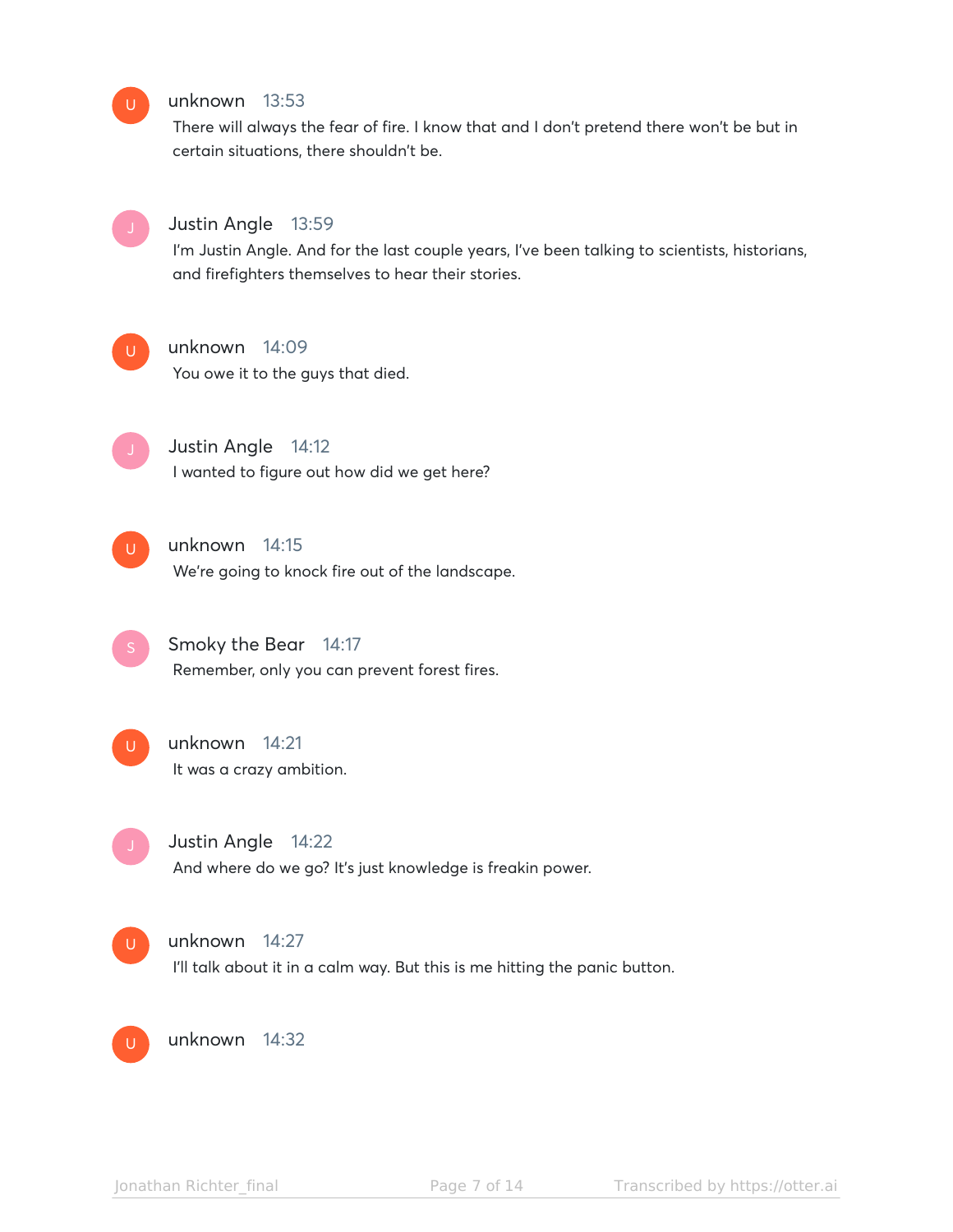**unknown** 13:53

There will always the fear of fire. I know that and I don't pretend there won't be but in certain situations, there shouldn't be.

**Justin Angle** 13:59

I'm Justin Angle. And for the last couple years, I've been talking to scientists, historians, and firefighters themselves to hear their stories.

**unknown** 14:09

You owe it to the guys that died.

**Justin Angle** 14:12

I wanted to figure out how did we get here?

**unknown** 14:15

We're going to knock fire out of the landscape.

**Smoky the Bear** 14:17

Remember, only you can prevent forest fires.

**unknown** 14:21

It was a crazy ambition.

**Justin Angle** 14:22

And where do we go? It's just knowledge is freakin power.

**unknown** 14:27

I'll talk about it in a calm way. But this is me hitting the panic button.

**unknown** 14:32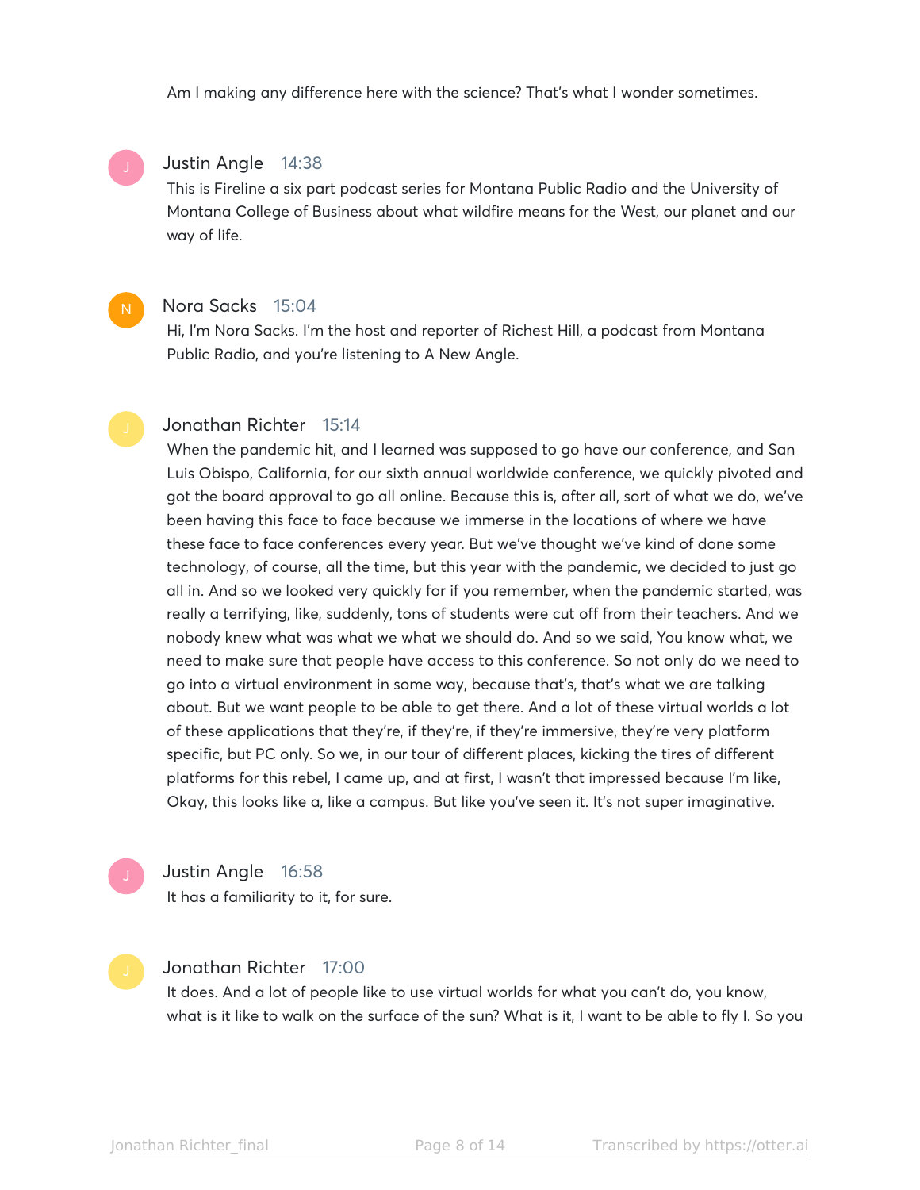Am I making any difference here with the science? That's what I wonder sometimes.

**Justin Angle** 14:38

This is Fireline a six part podcast series for Montana Public Radio and the University of Montana College of Business about what wildfire means for the West, our planet and our way of life.

**Nora Sacks** 15:04

Hi, I'm Nora Sacks. I'm the host and reporter of Richest Hill, a podcast from Montana Public Radio, and you're listening to A New Angle.

**Jonathan Richter** 15:14

When the pandemic hit, and I learned was supposed to go have our conference, and San Luis Obispo, California, for our sixth annual worldwide conference, we quickly pivoted and got the board approval to go all online. Because this is, after all, sort of what we do, we've been having this face to face because we immerse in the locations of where we have these face to face conferences every year. But we've thought we've kind of done some technology, of course, all the time, but this year with the pandemic, we decided to just go all in. And so we looked very quickly for if you remember, when the pandemic started, was really a terrifying, like, suddenly, tons of students were cut off from their teachers. And we nobody knew what was what we what we should do. And so we said, You know what, we need to make sure that people have access to this conference. So not only do we need to go into a virtual environment in some way, because that's, that's what we are talking about. But we want people to be able to get there. And a lot of these virtual worlds a lot of these applications that they're, if they're, if they're immersive, they're very platform specific, but PC only. So we, in our tour of different places, kicking the tires of different platforms for this rebel, I came up, and at first, I wasn't that impressed because I'm like, Okay, this looks like a, like a campus. But like you've seen it. It's not super imaginative.

**Justin Angle** 16:58

It has a familiarity to it, for sure.

**Jonathan Richter** 17:00

It does. And a lot of people like to use virtual worlds for what you can't do, you know, what is it like to walk on the surface of the sun? What is it, I want to be able to fly I. So you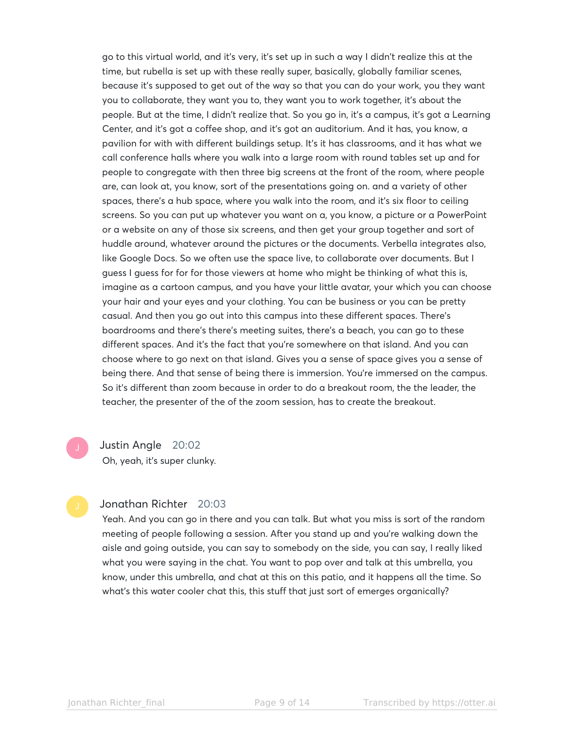go to this virtual world, and it's very, it's set up in such a way I didn't realize this at the time, but rubella is set up with these really super, basically, globally familiar scenes, because it's supposed to get out of the way so that you can do your work, you they want you to collaborate, they want you to, they want you to work together, it's about the people. But at the time, I didn't realize that. So you go in, it's a campus, it's got a Learning Center, and it's got a coffee shop, and it's got an auditorium. And it has, you know, a pavilion for with with different buildings setup. It's it has classrooms, and it has what we call conference halls where you walk into a large room with round tables set up and for people to congregate with then three big screens at the front of the room, where people are, can look at, you know, sort of the presentations going on. and a variety of other spaces, there's a hub space, where you walk into the room, and it's six floor to ceiling screens. So you can put up whatever you want on a, you know, a picture or a PowerPoint or a website on any of those six screens, and then get your group together and sort of huddle around, whatever around the pictures or the documents. Verbella integrates also, like Google Docs. So we often use the space live, to collaborate over documents. But I guess I guess for for for those viewers at home who might be thinking of what this is, imagine as a cartoon campus, and you have your little avatar, your which you can choose your hair and your eyes and your clothing. You can be business or you can be pretty casual. And then you go out into this campus into these different spaces. There's boardrooms and there's there's meeting suites, there's a beach, you can go to these different spaces. And it's the fact that you're somewhere on that island. And you can choose where to go next on that island. Gives you a sense of space gives you a sense of being there. And that sense of being there is immersion. You're immersed on the campus. So it's different than zoom because in order to do a breakout room, the the leader, the teacher, the presenter of the of the zoom session, has to create the breakout.

**Justin Angle** 20:02

Oh, yeah, it's super clunky.

**Jonathan Richter** 20:03

Yeah. And you can go in there and you can talk. But what you miss is sort of the random meeting of people following a session. After you stand up and you're walking down the aisle and going outside, you can say to somebody on the side, you can say, I really liked what you were saying in the chat. You want to pop over and talk at this umbrella, you know, under this umbrella, and chat at this on this patio, and it happens all the time. So what's this water cooler chat this, this stuff that just sort of emerges organically?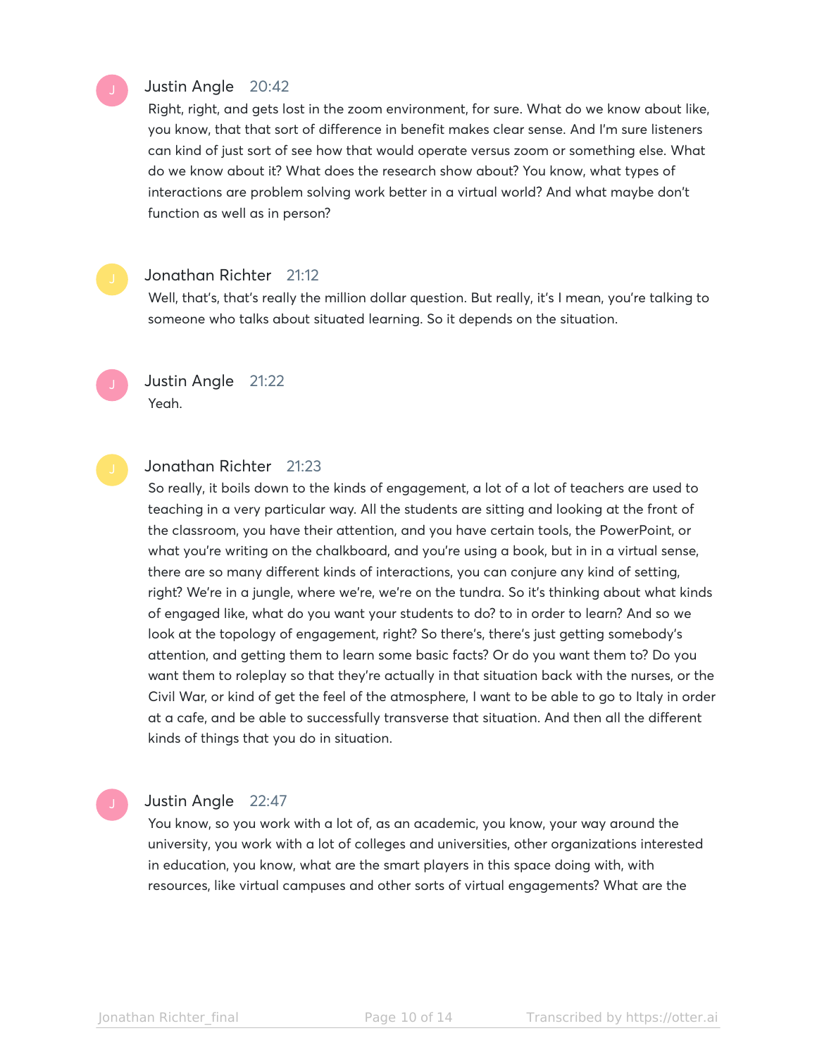**Justin Angle** 20:42

Right, right, and gets lost in the zoom environment, for sure. What do we know about like, you know, that that sort of difference in benefit makes clear sense. And I'm sure listeners can kind of just sort of see how that would operate versus zoom or something else. What do we know about it? What does the research show about? You know, what types of interactions are problem solving work better in a virtual world? And what maybe don't function as well as in person?

**Jonathan Richter** 21:12

Well, that's, that's really the million dollar question. But really, it's I mean, you're talking to someone who talks about situated learning. So it depends on the situation.

**Justin Angle** 21:22

Yeah.

**Jonathan Richter** 21:23

So really, it boils down to the kinds of engagement, a lot of a lot of teachers are used to teaching in a very particular way. All the students are sitting and looking at the front of the classroom, you have their attention, and you have certain tools, the PowerPoint, or what you're writing on the chalkboard, and you're using a book, but in in a virtual sense, there are so many different kinds of interactions, you can conjure any kind of setting, right? We're in a jungle, where we're, we're on the tundra. So it's thinking about what kinds of engaged like, what do you want your students to do? to in order to learn? And so we look at the topology of engagement, right? So there's, there's just getting somebody's attention, and getting them to learn some basic facts? Or do you want them to? Do you want them to roleplay so that they're actually in that situation back with the nurses, or the Civil War, or kind of get the feel of the atmosphere, I want to be able to go to Italy in order at a cafe, and be able to successfully transverse that situation. And then all the different kinds of things that you do in situation.

**Justin Angle** 22:47

You know, so you work with a lot of, as an academic, you know, your way around the university, you work with a lot of colleges and universities, other organizations interested in education, you know, what are the smart players in this space doing with, with resources, like virtual campuses and other sorts of virtual engagements? What are the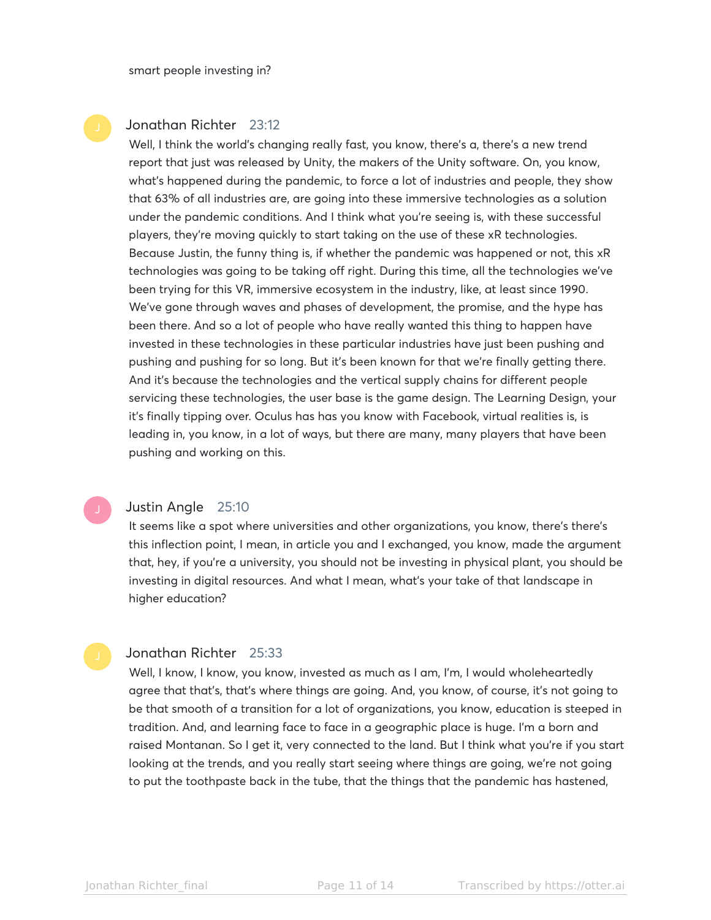smart people investing in?

**Jonathan Richter** 23:12

Well, I think the world's changing really fast, you know, there's a, there's a new trend report that just was released by Unity, the makers of the Unity software. On, you know, what's happened during the pandemic, to force a lot of industries and people, they show that 63% of all industries are, are going into these immersive technologies as a solution under the pandemic conditions. And I think what you're seeing is, with these successful players, they're moving quickly to start taking on the use of these xR technologies. Because Justin, the funny thing is, if whether the pandemic was happened or not, this xR technologies was going to be taking off right. During this time, all the technologies we've been trying for this VR, immersive ecosystem in the industry, like, at least since 1990. We've gone through waves and phases of development, the promise, and the hype has been there. And so a lot of people who have really wanted this thing to happen have invested in these technologies in these particular industries have just been pushing and pushing and pushing for so long. But it's been known for that we're finally getting there. And it's because the technologies and the vertical supply chains for different people servicing these technologies, the user base is the game design. The Learning Design, your it's finally tipping over. Oculus has has you know with Facebook, virtual realities is, is leading in, you know, in a lot of ways, but there are many, many players that have been pushing and working on this.

**Justin Angle** 25:10

It seems like a spot where universities and other organizations, you know, there's there's this inflection point, I mean, in article you and I exchanged, you know, made the argument that, hey, if you're a university, you should not be investing in physical plant, you should be investing in digital resources. And what I mean, what's your take of that landscape in higher education?

**Jonathan Richter** 25:33

Well, I know, I know, you know, invested as much as I am, I'm, I would wholeheartedly agree that that's, that's where things are going. And, you know, of course, it's not going to be that smooth of a transition for a lot of organizations, you know, education is steeped in tradition. And, and learning face to face in a geographic place is huge. I'm a born and raised Montanan. So I get it, very connected to the land. But I think what you're if you start looking at the trends, and you really start seeing where things are going, we're not going to put the toothpaste back in the tube, that the things that the pandemic has hastened,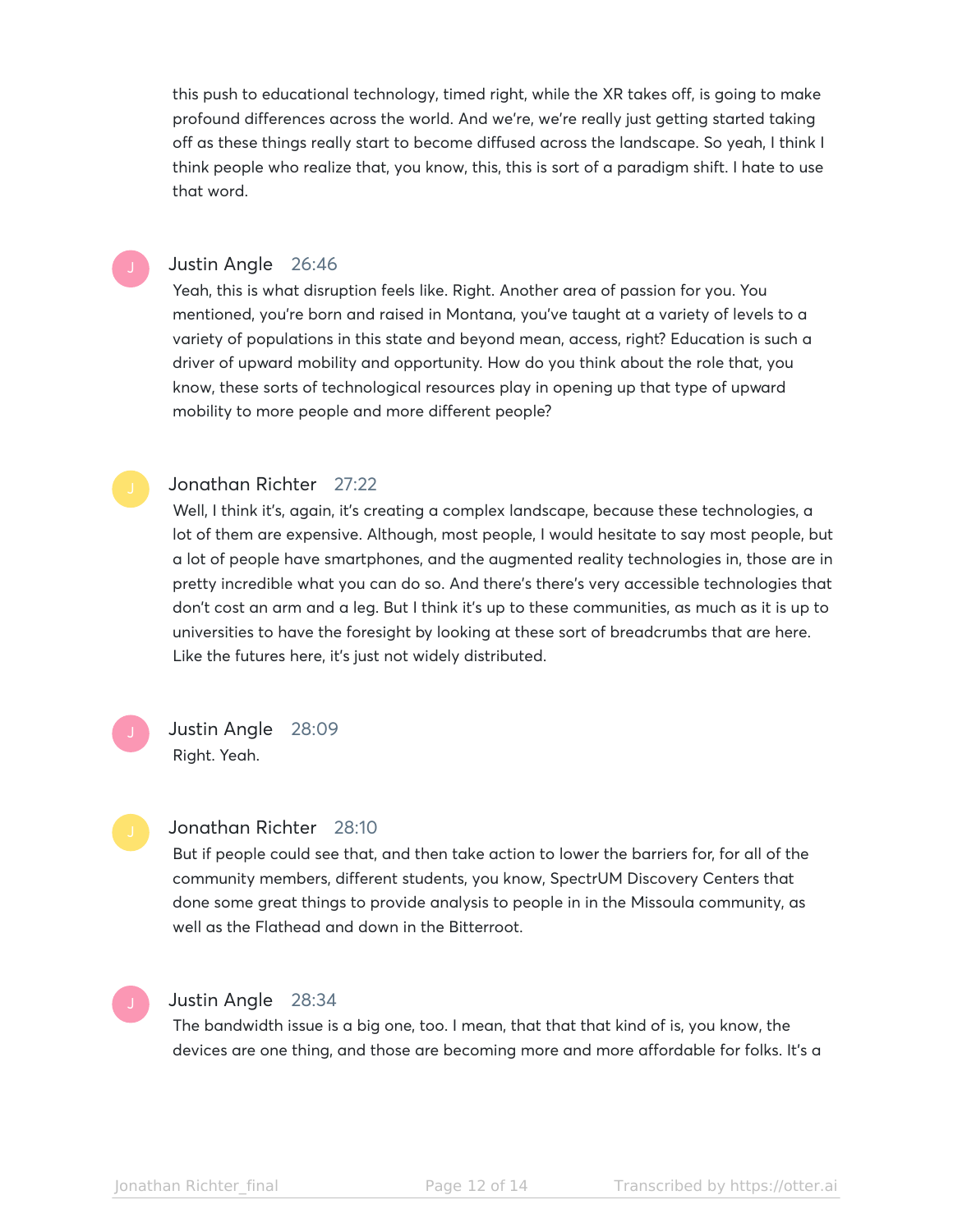this push to educational technology, timed right, while the XR takes off, is going to make profound differences across the world. And we're, we're really just getting started taking off as these things really start to become diffused across the landscape. So yeah, I think I think people who realize that, you know, this, this is sort of a paradigm shift. I hate to use that word.

**Justin Angle** 26:46
Yeah, this is what disruption feels like. Right. Another area of passion for you. You mentioned, you're born and raised in Montana, you've taught at a variety of levels to a variety of populations in this state and beyond mean, access, right? Education is such a driver of upward mobility and opportunity. How do you think about the role that, you know, these sorts of technological resources play in opening up that type of upward mobility to more people and more different people?

**Jonathan Richter** 27:22
Well, I think it's, again, it's creating a complex landscape, because these technologies, a lot of them are expensive. Although, most people, I would hesitate to say most people, but a lot of people have smartphones, and the augmented reality technologies in, those are in pretty incredible what you can do so. And there's there's very accessible technologies that don't cost an arm and a leg. But I think it's up to these communities, as much as it is up to universities to have the foresight by looking at these sort of breadcrumbs that are here. Like the futures here, it's just not widely distributed.

**Justin Angle** 28:09
Right. Yeah.

**Jonathan Richter** 28:10
But if people could see that, and then take action to lower the barriers for, for all of the community members, different students, you know, SpectrUM Discovery Centers that done some great things to provide analysis to people in in the Missoula community, as well as the Flathead and down in the Bitterroot.

**Justin Angle** 28:34
The bandwidth issue is a big one, too. I mean, that that that kind of is, you know, the devices are one thing, and those are becoming more and more affordable for folks. It's a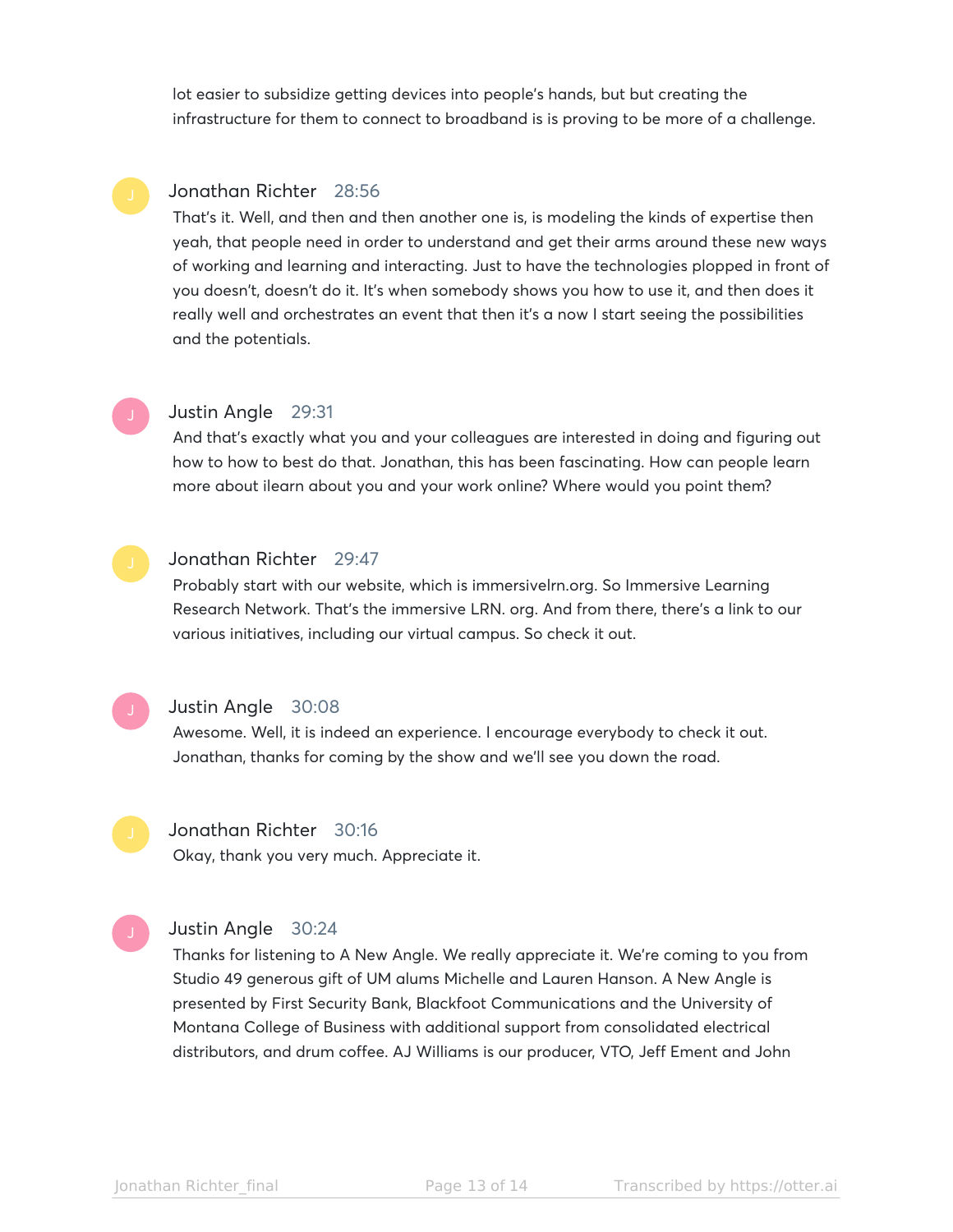lot easier to subsidize getting devices into people's hands, but but creating the infrastructure for them to connect to broadband is is proving to be more of a challenge.

**Jonathan Richter** 28:56

That's it. Well, and then and then another one is, is modeling the kinds of expertise then yeah, that people need in order to understand and get their arms around these new ways of working and learning and interacting. Just to have the technologies plopped in front of you doesn't, doesn't do it. It's when somebody shows you how to use it, and then does it really well and orchestrates an event that then it's a now I start seeing the possibilities and the potentials.

**Justin Angle** 29:31

And that's exactly what you and your colleagues are interested in doing and figuring out how to how to best do that. Jonathan, this has been fascinating. How can people learn more about ilearn about you and your work online? Where would you point them?

**Jonathan Richter** 29:47

Probably start with our website, which is immersivelrn.org. So Immersive Learning Research Network. That's the immersive LRN. org. And from there, there's a link to our various initiatives, including our virtual campus. So check it out.

**Justin Angle** 30:08

Awesome. Well, it is indeed an experience. I encourage everybody to check it out. Jonathan, thanks for coming by the show and we'll see you down the road.

**Jonathan Richter** 30:16

Okay, thank you very much. Appreciate it.

**Justin Angle** 30:24

Thanks for listening to A New Angle. We really appreciate it. We're coming to you from Studio 49 generous gift of UM alums Michelle and Lauren Hanson. A New Angle is presented by First Security Bank, Blackfoot Communications and the University of Montana College of Business with additional support from consolidated electrical distributors, and drum coffee. AJ Williams is our producer, VTO, Jeff Ement and John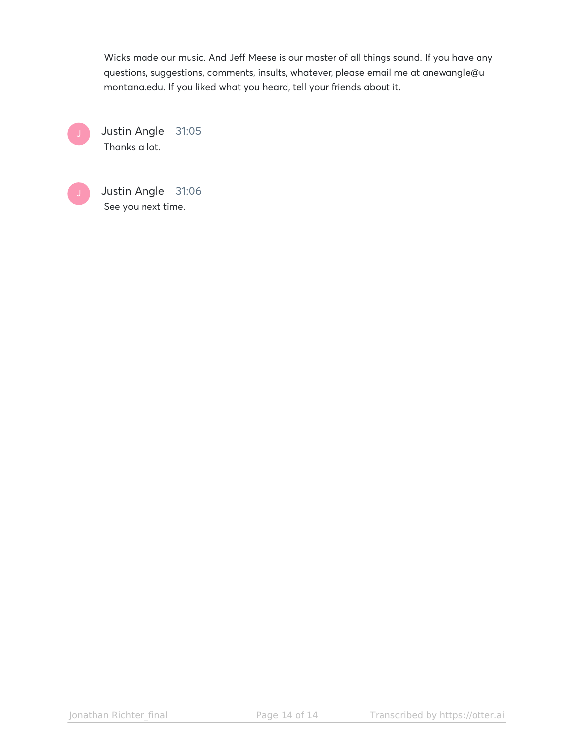Wicks made our music. And Jeff Meese is our master of all things sound. If you have any questions, suggestions, comments, insults, whatever, please email me at anewangle@umontana.edu. If you liked what you heard, tell your friends about it.

**Justin Angle** 31:05
Thanks a lot.

**Justin Angle** 31:06
See you next time.